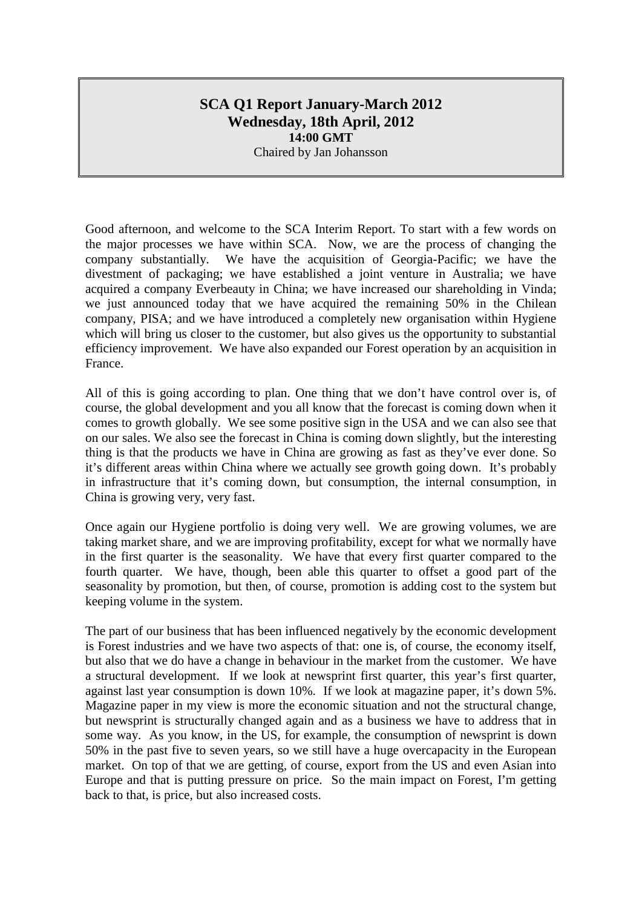# SCA Q1 Report January-March 2012
## Wednesday, 18th April, 2012
### 14:00 GMT
Chaired by Jan Johansson

Good afternoon, and welcome to the SCA Interim Report. To start with a few words on the major processes we have within SCA. Now, we are the process of changing the company substantially. We have the acquisition of Georgia-Pacific; we have the divestment of packaging; we have established a joint venture in Australia; we have acquired a company Everbeauty in China; we have increased our shareholding in Vinda; we just announced today that we have acquired the remaining 50% in the Chilean company, PISA; and we have introduced a completely new organisation within Hygiene which will bring us closer to the customer, but also gives us the opportunity to substantial efficiency improvement. We have also expanded our Forest operation by an acquisition in France.

All of this is going according to plan. One thing that we don't have control over is, of course, the global development and you all know that the forecast is coming down when it comes to growth globally. We see some positive sign in the USA and we can also see that on our sales. We also see the forecast in China is coming down slightly, but the interesting thing is that the products we have in China are growing as fast as they've ever done. So it's different areas within China where we actually see growth going down. It's probably in infrastructure that it's coming down, but consumption, the internal consumption, in China is growing very, very fast.

Once again our Hygiene portfolio is doing very well. We are growing volumes, we are taking market share, and we are improving profitability, except for what we normally have in the first quarter is the seasonality. We have that every first quarter compared to the fourth quarter. We have, though, been able this quarter to offset a good part of the seasonality by promotion, but then, of course, promotion is adding cost to the system but keeping volume in the system.

The part of our business that has been influenced negatively by the economic development is Forest industries and we have two aspects of that: one is, of course, the economy itself, but also that we do have a change in behaviour in the market from the customer. We have a structural development. If we look at newsprint first quarter, this year's first quarter, against last year consumption is down 10%. If we look at magazine paper, it's down 5%. Magazine paper in my view is more the economic situation and not the structural change, but newsprint is structurally changed again and as a business we have to address that in some way. As you know, in the US, for example, the consumption of newsprint is down 50% in the past five to seven years, so we still have a huge overcapacity in the European market. On top of that we are getting, of course, export from the US and even Asian into Europe and that is putting pressure on price. So the main impact on Forest, I'm getting back to that, is price, but also increased costs.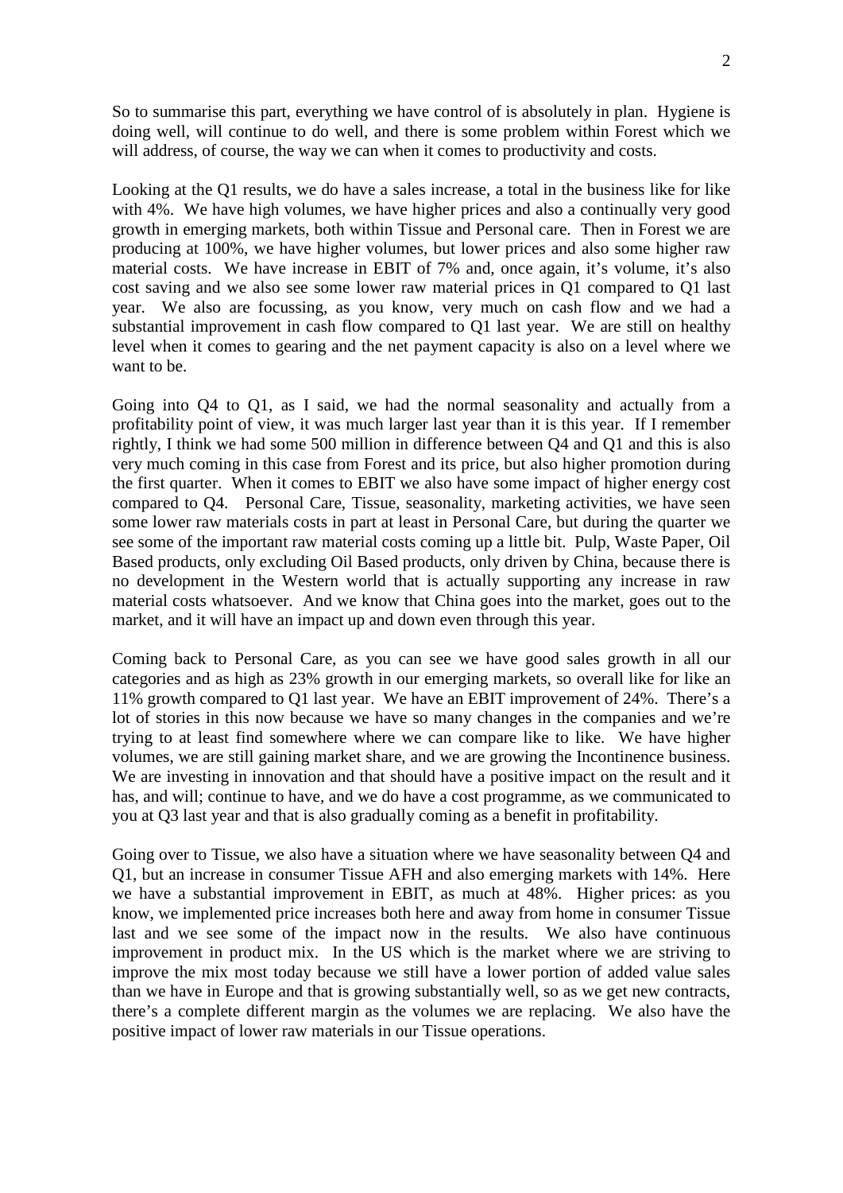So to summarise this part, everything we have control of is absolutely in plan. Hygiene is doing well, will continue to do well, and there is some problem within Forest which we will address, of course, the way we can when it comes to productivity and costs.

Looking at the Q1 results, we do have a sales increase, a total in the business like for like with 4%. We have high volumes, we have higher prices and also a continually very good growth in emerging markets, both within Tissue and Personal care. Then in Forest we are producing at 100%, we have higher volumes, but lower prices and also some higher raw material costs. We have increase in EBIT of 7% and, once again, it's volume, it's also cost saving and we also see some lower raw material prices in Q1 compared to Q1 last year. We also are focussing, as you know, very much on cash flow and we had a substantial improvement in cash flow compared to Q1 last year. We are still on healthy level when it comes to gearing and the net payment capacity is also on a level where we want to be.

Going into Q4 to Q1, as I said, we had the normal seasonality and actually from a profitability point of view, it was much larger last year than it is this year. If I remember rightly, I think we had some 500 million in difference between Q4 and Q1 and this is also very much coming in this case from Forest and its price, but also higher promotion during the first quarter. When it comes to EBIT we also have some impact of higher energy cost compared to Q4. Personal Care, Tissue, seasonality, marketing activities, we have seen some lower raw materials costs in part at least in Personal Care, but during the quarter we see some of the important raw material costs coming up a little bit. Pulp, Waste Paper, Oil Based products, only excluding Oil Based products, only driven by China, because there is no development in the Western world that is actually supporting any increase in raw material costs whatsoever. And we know that China goes into the market, goes out to the market, and it will have an impact up and down even through this year.

Coming back to Personal Care, as you can see we have good sales growth in all our categories and as high as 23% growth in our emerging markets, so overall like for like an 11% growth compared to Q1 last year. We have an EBIT improvement of 24%. There's a lot of stories in this now because we have so many changes in the companies and we're trying to at least find somewhere where we can compare like to like. We have higher volumes, we are still gaining market share, and we are growing the Incontinence business. We are investing in innovation and that should have a positive impact on the result and it has, and will; continue to have, and we do have a cost programme, as we communicated to you at Q3 last year and that is also gradually coming as a benefit in profitability.

Going over to Tissue, we also have a situation where we have seasonality between Q4 and Q1, but an increase in consumer Tissue AFH and also emerging markets with 14%. Here we have a substantial improvement in EBIT, as much at 48%. Higher prices: as you know, we implemented price increases both here and away from home in consumer Tissue last and we see some of the impact now in the results. We also have continuous improvement in product mix. In the US which is the market where we are striving to improve the mix most today because we still have a lower portion of added value sales than we have in Europe and that is growing substantially well, so as we get new contracts, there's a complete different margin as the volumes we are replacing. We also have the positive impact of lower raw materials in our Tissue operations.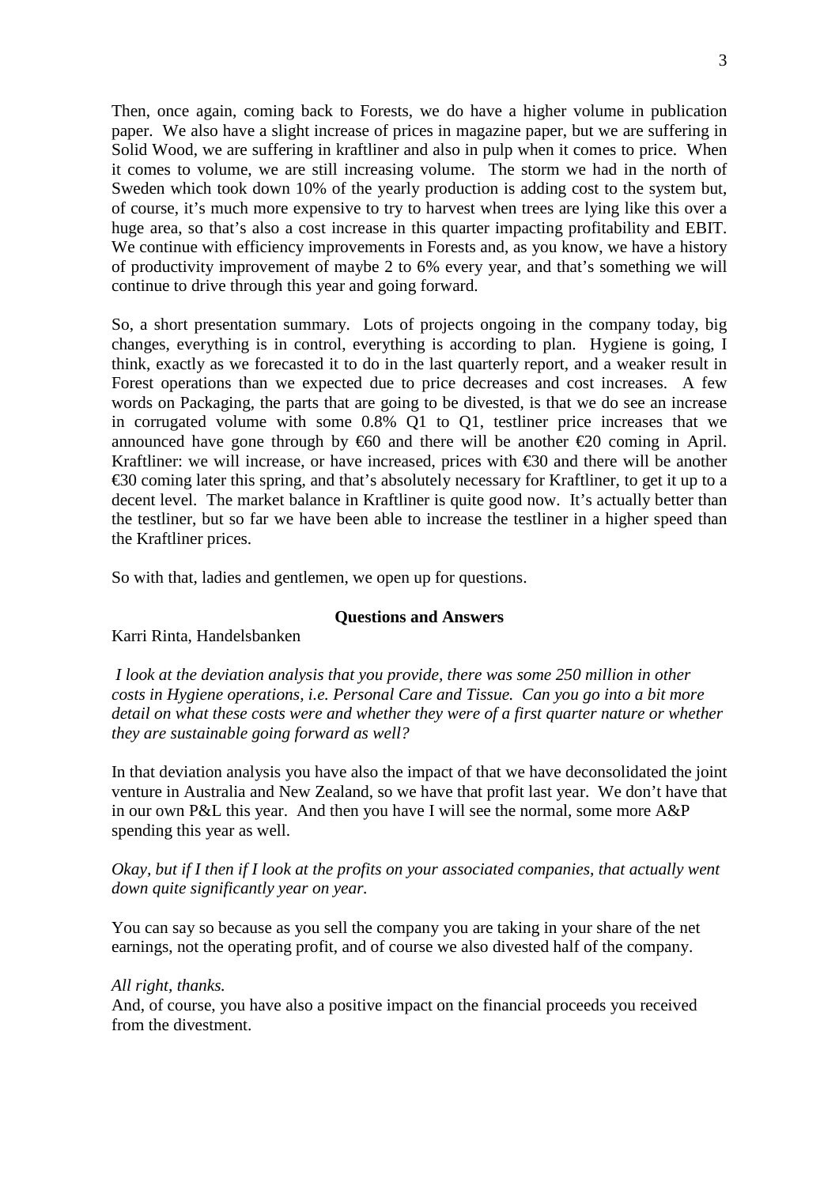Then, once again, coming back to Forests, we do have a higher volume in publication paper. We also have a slight increase of prices in magazine paper, but we are suffering in Solid Wood, we are suffering in kraftliner and also in pulp when it comes to price. When it comes to volume, we are still increasing volume. The storm we had in the north of Sweden which took down 10% of the yearly production is adding cost to the system but, of course, it's much more expensive to try to harvest when trees are lying like this over a huge area, so that's also a cost increase in this quarter impacting profitability and EBIT. We continue with efficiency improvements in Forests and, as you know, we have a history of productivity improvement of maybe 2 to 6% every year, and that's something we will continue to drive through this year and going forward.

So, a short presentation summary. Lots of projects ongoing in the company today, big changes, everything is in control, everything is according to plan. Hygiene is going, I think, exactly as we forecasted it to do in the last quarterly report, and a weaker result in Forest operations than we expected due to price decreases and cost increases. A few words on Packaging, the parts that are going to be divested, is that we do see an increase in corrugated volume with some 0.8% Q1 to Q1, testliner price increases that we announced have gone through by €60 and there will be another €20 coming in April. Kraftliner: we will increase, or have increased, prices with €30 and there will be another €30 coming later this spring, and that's absolutely necessary for Kraftliner, to get it up to a decent level. The market balance in Kraftliner is quite good now. It's actually better than the testliner, but so far we have been able to increase the testliner in a higher speed than the Kraftliner prices.

So with that, ladies and gentlemen, we open up for questions.

## Questions and Answers

Karri Rinta, Handelsbanken

*I look at the deviation analysis that you provide, there was some 250 million in other costs in Hygiene operations, i.e. Personal Care and Tissue. Can you go into a bit more detail on what these costs were and whether they were of a first quarter nature or whether they are sustainable going forward as well?*

In that deviation analysis you have also the impact of that we have deconsolidated the joint venture in Australia and New Zealand, so we have that profit last year. We don't have that in our own P&L this year. And then you have I will see the normal, some more A&P spending this year as well.

*Okay, but if I then if I look at the profits on your associated companies, that actually went down quite significantly year on year.*

You can say so because as you sell the company you are taking in your share of the net earnings, not the operating profit, and of course we also divested half of the company.

*All right, thanks.*

And, of course, you have also a positive impact on the financial proceeds you received from the divestment.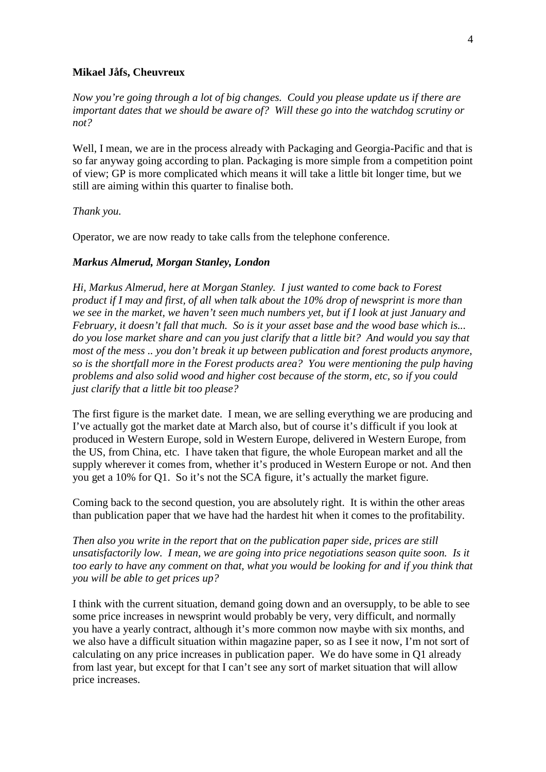**Mikael Jåfs, Cheuvreux**

*Now you're going through a lot of big changes. Could you please update us if there are important dates that we should be aware of? Will these go into the watchdog scrutiny or not?*

Well, I mean, we are in the process already with Packaging and Georgia-Pacific and that is so far anyway going according to plan. Packaging is more simple from a competition point of view; GP is more complicated which means it will take a little bit longer time, but we still are aiming within this quarter to finalise both.

*Thank you.*

Operator, we are now ready to take calls from the telephone conference.

***Markus Almerud, Morgan Stanley, London***

*Hi, Markus Almerud, here at Morgan Stanley. I just wanted to come back to Forest product if I may and first, of all when talk about the 10% drop of newsprint is more than we see in the market, we haven't seen much numbers yet, but if I look at just January and February, it doesn't fall that much. So is it your asset base and the wood base which is... do you lose market share and can you just clarify that a little bit? And would you say that most of the mess .. you don't break it up between publication and forest products anymore, so is the shortfall more in the Forest products area? You were mentioning the pulp having problems and also solid wood and higher cost because of the storm, etc, so if you could just clarify that a little bit too please?*

The first figure is the market date. I mean, we are selling everything we are producing and I've actually got the market date at March also, but of course it's difficult if you look at produced in Western Europe, sold in Western Europe, delivered in Western Europe, from the US, from China, etc. I have taken that figure, the whole European market and all the supply wherever it comes from, whether it's produced in Western Europe or not. And then you get a 10% for Q1. So it's not the SCA figure, it's actually the market figure.

Coming back to the second question, you are absolutely right. It is within the other areas than publication paper that we have had the hardest hit when it comes to the profitability.

*Then also you write in the report that on the publication paper side, prices are still unsatisfactorily low. I mean, we are going into price negotiations season quite soon. Is it too early to have any comment on that, what you would be looking for and if you think that you will be able to get prices up?*

I think with the current situation, demand going down and an oversupply, to be able to see some price increases in newsprint would probably be very, very difficult, and normally you have a yearly contract, although it's more common now maybe with six months, and we also have a difficult situation within magazine paper, so as I see it now, I'm not sort of calculating on any price increases in publication paper. We do have some in Q1 already from last year, but except for that I can't see any sort of market situation that will allow price increases.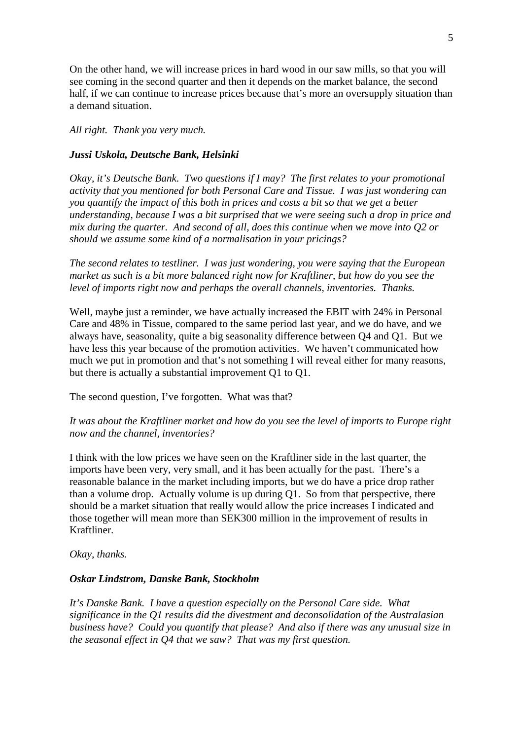On the other hand, we will increase prices in hard wood in our saw mills, so that you will see coming in the second quarter and then it depends on the market balance, the second half, if we can continue to increase prices because that's more an oversupply situation than a demand situation.

*All right. Thank you very much.*

***Jussi Uskola, Deutsche Bank, Helsinki***

*Okay, it's Deutsche Bank. Two questions if I may? The first relates to your promotional activity that you mentioned for both Personal Care and Tissue. I was just wondering can you quantify the impact of this both in prices and costs a bit so that we get a better understanding, because I was a bit surprised that we were seeing such a drop in price and mix during the quarter. And second of all, does this continue when we move into Q2 or should we assume some kind of a normalisation in your pricings?*

*The second relates to testliner. I was just wondering, you were saying that the European market as such is a bit more balanced right now for Kraftliner, but how do you see the level of imports right now and perhaps the overall channels, inventories. Thanks.*

Well, maybe just a reminder, we have actually increased the EBIT with 24% in Personal Care and 48% in Tissue, compared to the same period last year, and we do have, and we always have, seasonality, quite a big seasonality difference between Q4 and Q1. But we have less this year because of the promotion activities. We haven't communicated how much we put in promotion and that's not something I will reveal either for many reasons, but there is actually a substantial improvement Q1 to Q1.

The second question, I've forgotten. What was that?

*It was about the Kraftliner market and how do you see the level of imports to Europe right now and the channel, inventories?*

I think with the low prices we have seen on the Kraftliner side in the last quarter, the imports have been very, very small, and it has been actually for the past. There's a reasonable balance in the market including imports, but we do have a price drop rather than a volume drop. Actually volume is up during Q1. So from that perspective, there should be a market situation that really would allow the price increases I indicated and those together will mean more than SEK300 million in the improvement of results in Kraftliner.

*Okay, thanks.*

***Oskar Lindstrom, Danske Bank, Stockholm***

*It's Danske Bank. I have a question especially on the Personal Care side. What significance in the Q1 results did the divestment and deconsolidation of the Australasian business have? Could you quantify that please? And also if there was any unusual size in the seasonal effect in Q4 that we saw? That was my first question.*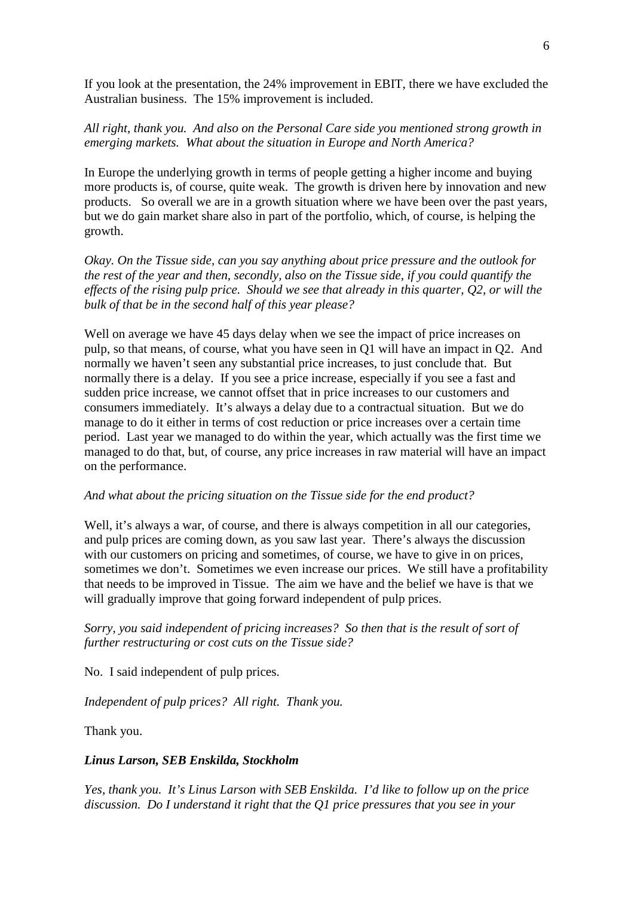If you look at the presentation, the 24% improvement in EBIT, there we have excluded the Australian business. The 15% improvement is included.

*All right, thank you. And also on the Personal Care side you mentioned strong growth in emerging markets. What about the situation in Europe and North America?*

In Europe the underlying growth in terms of people getting a higher income and buying more products is, of course, quite weak. The growth is driven here by innovation and new products. So overall we are in a growth situation where we have been over the past years, but we do gain market share also in part of the portfolio, which, of course, is helping the growth.

*Okay. On the Tissue side, can you say anything about price pressure and the outlook for the rest of the year and then, secondly, also on the Tissue side, if you could quantify the effects of the rising pulp price. Should we see that already in this quarter, Q2, or will the bulk of that be in the second half of this year please?*

Well on average we have 45 days delay when we see the impact of price increases on pulp, so that means, of course, what you have seen in Q1 will have an impact in Q2. And normally we haven't seen any substantial price increases, to just conclude that. But normally there is a delay. If you see a price increase, especially if you see a fast and sudden price increase, we cannot offset that in price increases to our customers and consumers immediately. It's always a delay due to a contractual situation. But we do manage to do it either in terms of cost reduction or price increases over a certain time period. Last year we managed to do within the year, which actually was the first time we managed to do that, but, of course, any price increases in raw material will have an impact on the performance.

*And what about the pricing situation on the Tissue side for the end product?*

Well, it's always a war, of course, and there is always competition in all our categories, and pulp prices are coming down, as you saw last year. There's always the discussion with our customers on pricing and sometimes, of course, we have to give in on prices, sometimes we don't. Sometimes we even increase our prices. We still have a profitability that needs to be improved in Tissue. The aim we have and the belief we have is that we will gradually improve that going forward independent of pulp prices.

*Sorry, you said independent of pricing increases? So then that is the result of sort of further restructuring or cost cuts on the Tissue side?*

No. I said independent of pulp prices.

*Independent of pulp prices? All right. Thank you.*

Thank you.

***Linus Larson, SEB Enskilda, Stockholm***

*Yes, thank you. It's Linus Larson with SEB Enskilda. I'd like to follow up on the price discussion. Do I understand it right that the Q1 price pressures that you see in your*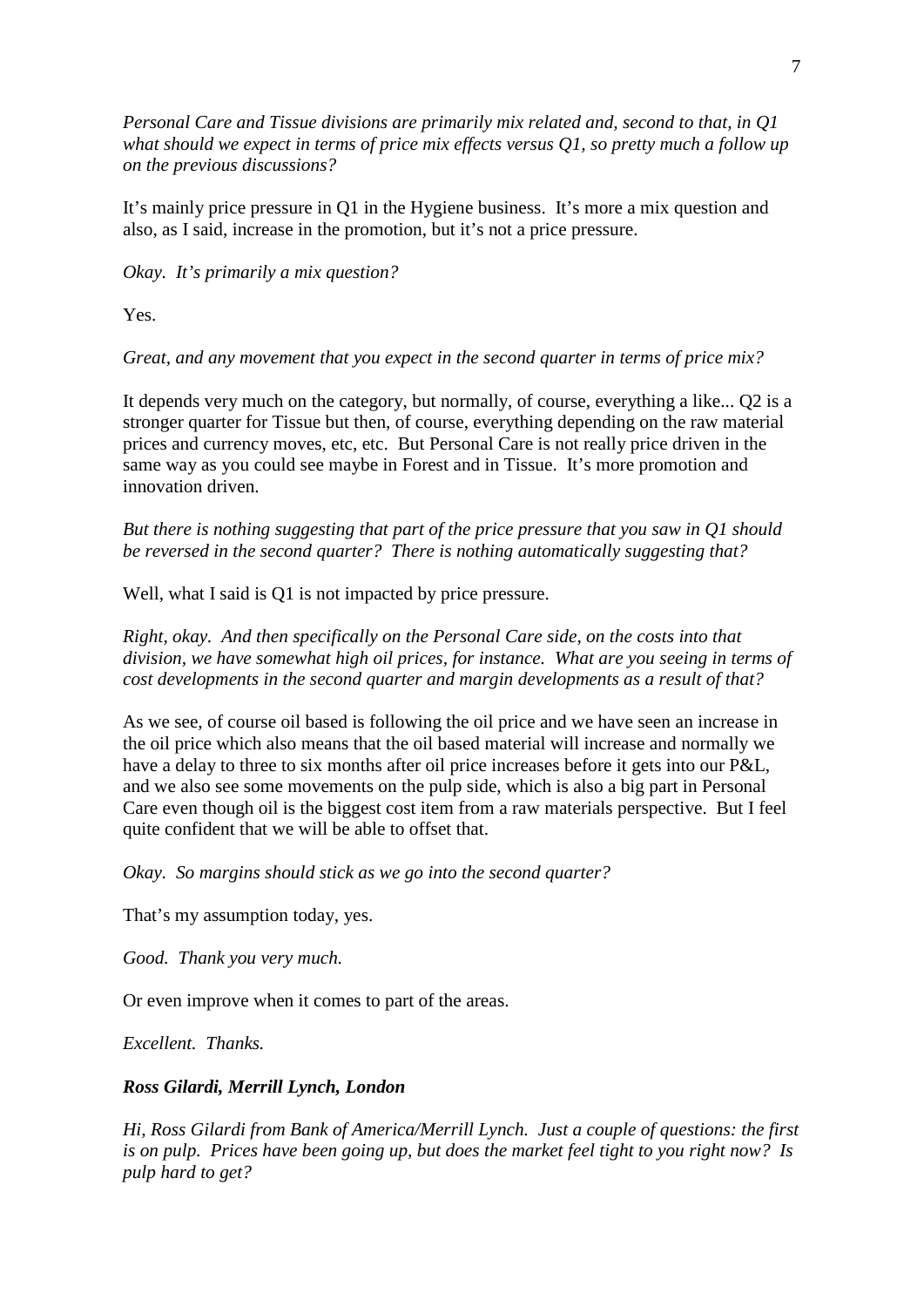*Personal Care and Tissue divisions are primarily mix related and, second to that, in Q1 what should we expect in terms of price mix effects versus Q1, so pretty much a follow up on the previous discussions?*

It's mainly price pressure in Q1 in the Hygiene business. It's more a mix question and also, as I said, increase in the promotion, but it's not a price pressure.

*Okay. It's primarily a mix question?*

Yes.

*Great, and any movement that you expect in the second quarter in terms of price mix?*

It depends very much on the category, but normally, of course, everything a like... Q2 is a stronger quarter for Tissue but then, of course, everything depending on the raw material prices and currency moves, etc, etc. But Personal Care is not really price driven in the same way as you could see maybe in Forest and in Tissue. It's more promotion and innovation driven.

*But there is nothing suggesting that part of the price pressure that you saw in Q1 should be reversed in the second quarter? There is nothing automatically suggesting that?*

Well, what I said is Q1 is not impacted by price pressure.

*Right, okay. And then specifically on the Personal Care side, on the costs into that division, we have somewhat high oil prices, for instance. What are you seeing in terms of cost developments in the second quarter and margin developments as a result of that?*

As we see, of course oil based is following the oil price and we have seen an increase in the oil price which also means that the oil based material will increase and normally we have a delay to three to six months after oil price increases before it gets into our P&L, and we also see some movements on the pulp side, which is also a big part in Personal Care even though oil is the biggest cost item from a raw materials perspective. But I feel quite confident that we will be able to offset that.

*Okay. So margins should stick as we go into the second quarter?*

That's my assumption today, yes.

*Good. Thank you very much.*

Or even improve when it comes to part of the areas.

*Excellent. Thanks.*

***Ross Gilardi, Merrill Lynch, London***

*Hi, Ross Gilardi from Bank of America/Merrill Lynch. Just a couple of questions: the first is on pulp. Prices have been going up, but does the market feel tight to you right now? Is pulp hard to get?*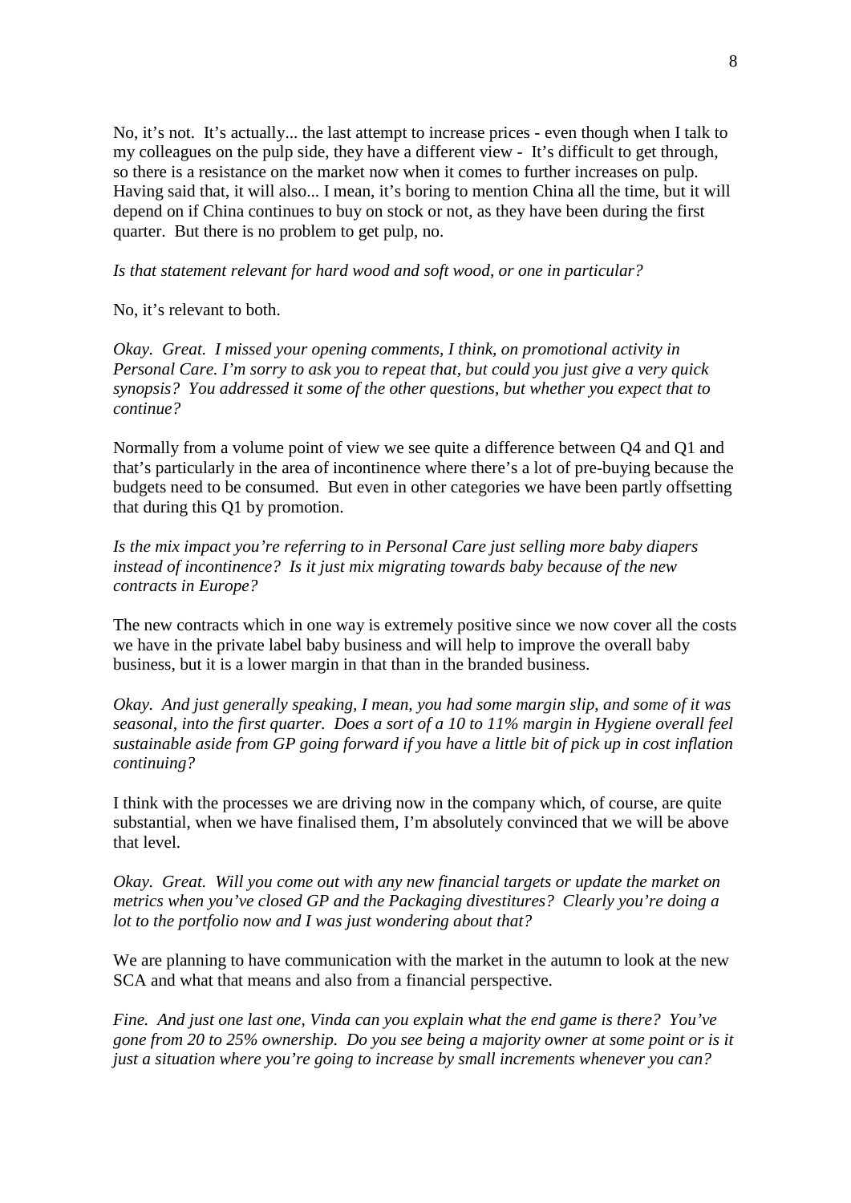No, it's not. It's actually... the last attempt to increase prices - even though when I talk to my colleagues on the pulp side, they have a different view - It's difficult to get through, so there is a resistance on the market now when it comes to further increases on pulp. Having said that, it will also... I mean, it's boring to mention China all the time, but it will depend on if China continues to buy on stock or not, as they have been during the first quarter. But there is no problem to get pulp, no.

*Is that statement relevant for hard wood and soft wood, or one in particular?*

No, it's relevant to both.

*Okay. Great. I missed your opening comments, I think, on promotional activity in Personal Care. I'm sorry to ask you to repeat that, but could you just give a very quick synopsis? You addressed it some of the other questions, but whether you expect that to continue?*

Normally from a volume point of view we see quite a difference between Q4 and Q1 and that's particularly in the area of incontinence where there's a lot of pre-buying because the budgets need to be consumed. But even in other categories we have been partly offsetting that during this Q1 by promotion.

*Is the mix impact you're referring to in Personal Care just selling more baby diapers instead of incontinence? Is it just mix migrating towards baby because of the new contracts in Europe?*

The new contracts which in one way is extremely positive since we now cover all the costs we have in the private label baby business and will help to improve the overall baby business, but it is a lower margin in that than in the branded business.

*Okay. And just generally speaking, I mean, you had some margin slip, and some of it was seasonal, into the first quarter. Does a sort of a 10 to 11% margin in Hygiene overall feel sustainable aside from GP going forward if you have a little bit of pick up in cost inflation continuing?*

I think with the processes we are driving now in the company which, of course, are quite substantial, when we have finalised them, I'm absolutely convinced that we will be above that level.

*Okay. Great. Will you come out with any new financial targets or update the market on metrics when you've closed GP and the Packaging divestitures? Clearly you're doing a lot to the portfolio now and I was just wondering about that?*

We are planning to have communication with the market in the autumn to look at the new SCA and what that means and also from a financial perspective.

*Fine. And just one last one, Vinda can you explain what the end game is there? You've gone from 20 to 25% ownership. Do you see being a majority owner at some point or is it just a situation where you're going to increase by small increments whenever you can?*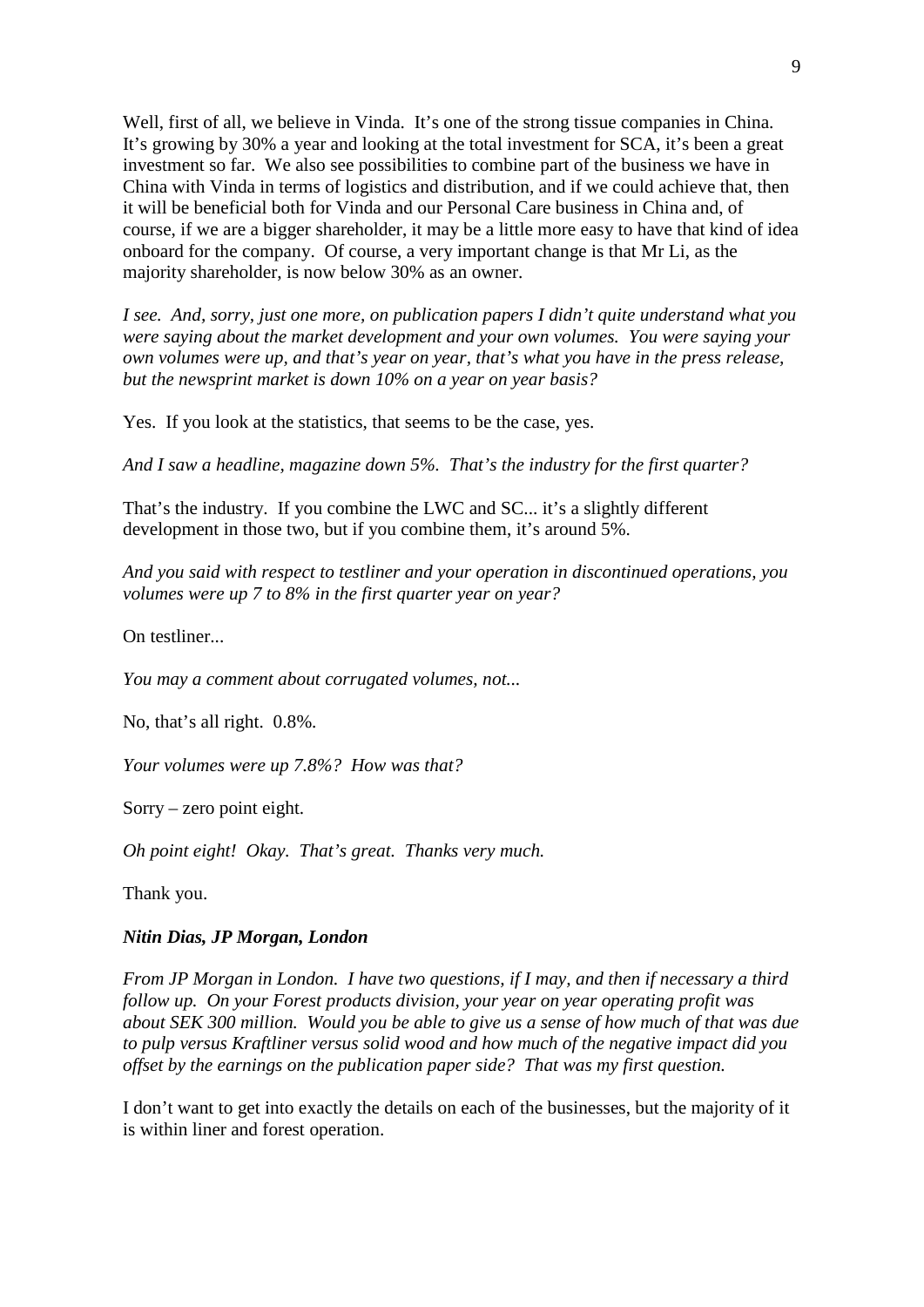Well, first of all, we believe in Vinda. It's one of the strong tissue companies in China. It's growing by 30% a year and looking at the total investment for SCA, it's been a great investment so far. We also see possibilities to combine part of the business we have in China with Vinda in terms of logistics and distribution, and if we could achieve that, then it will be beneficial both for Vinda and our Personal Care business in China and, of course, if we are a bigger shareholder, it may be a little more easy to have that kind of idea onboard for the company. Of course, a very important change is that Mr Li, as the majority shareholder, is now below 30% as an owner.

*I see. And, sorry, just one more, on publication papers I didn't quite understand what you were saying about the market development and your own volumes. You were saying your own volumes were up, and that's year on year, that's what you have in the press release, but the newsprint market is down 10% on a year on year basis?*

Yes. If you look at the statistics, that seems to be the case, yes.

*And I saw a headline, magazine down 5%. That's the industry for the first quarter?*

That's the industry. If you combine the LWC and SC... it's a slightly different development in those two, but if you combine them, it's around 5%.

*And you said with respect to testliner and your operation in discontinued operations, you volumes were up 7 to 8% in the first quarter year on year?*

On testliner...

*You may a comment about corrugated volumes, not...*

No, that's all right. 0.8%.

*Your volumes were up 7.8%? How was that?*

Sorry – zero point eight.

*Oh point eight! Okay. That's great. Thanks very much.*

Thank you.

***Nitin Dias, JP Morgan, London***

*From JP Morgan in London. I have two questions, if I may, and then if necessary a third follow up. On your Forest products division, your year on year operating profit was about SEK 300 million. Would you be able to give us a sense of how much of that was due to pulp versus Kraftliner versus solid wood and how much of the negative impact did you offset by the earnings on the publication paper side? That was my first question.*

I don't want to get into exactly the details on each of the businesses, but the majority of it is within liner and forest operation.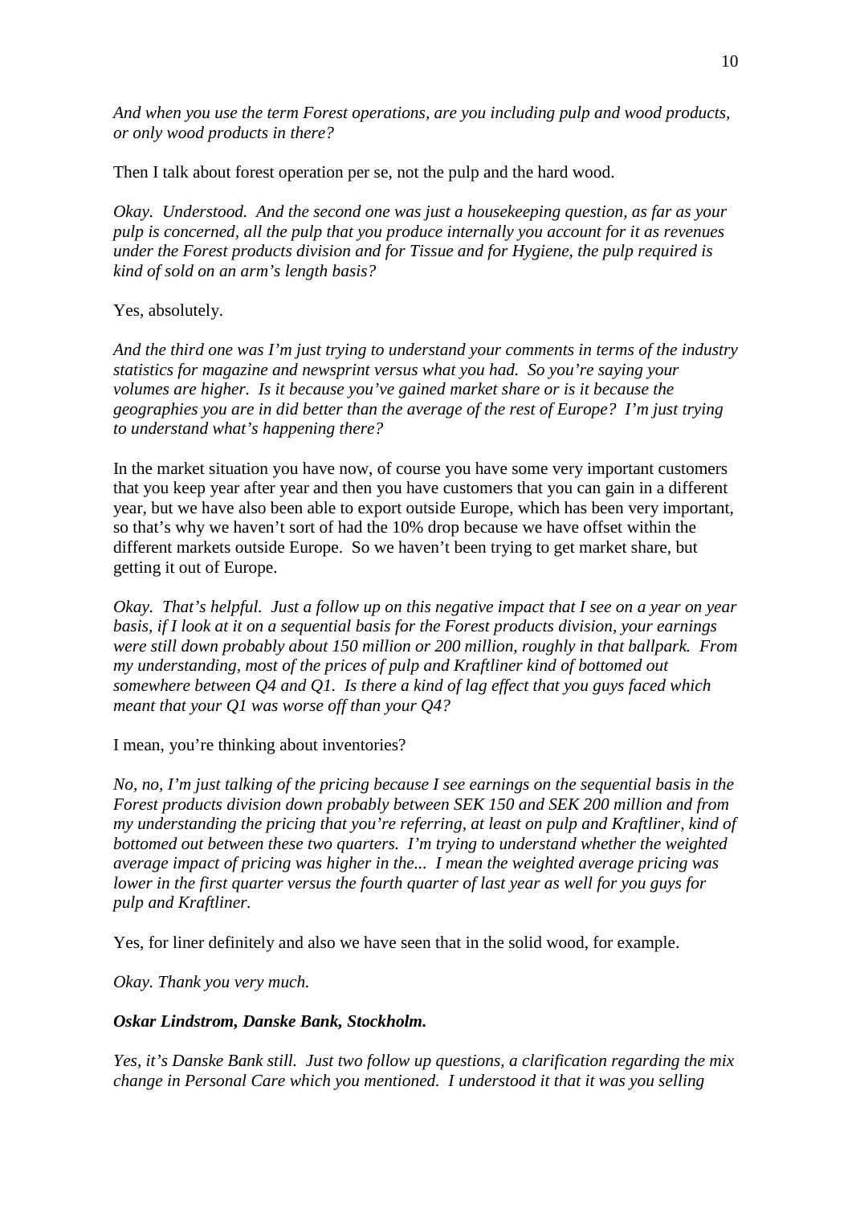*And when you use the term Forest operations, are you including pulp and wood products, or only wood products in there?*

Then I talk about forest operation per se, not the pulp and the hard wood.

*Okay. Understood. And the second one was just a housekeeping question, as far as your pulp is concerned, all the pulp that you produce internally you account for it as revenues under the Forest products division and for Tissue and for Hygiene, the pulp required is kind of sold on an arm's length basis?*

Yes, absolutely.

*And the third one was I'm just trying to understand your comments in terms of the industry statistics for magazine and newsprint versus what you had. So you're saying your volumes are higher. Is it because you've gained market share or is it because the geographies you are in did better than the average of the rest of Europe? I'm just trying to understand what's happening there?*

In the market situation you have now, of course you have some very important customers that you keep year after year and then you have customers that you can gain in a different year, but we have also been able to export outside Europe, which has been very important, so that's why we haven't sort of had the 10% drop because we have offset within the different markets outside Europe. So we haven't been trying to get market share, but getting it out of Europe.

*Okay. That's helpful. Just a follow up on this negative impact that I see on a year on year basis, if I look at it on a sequential basis for the Forest products division, your earnings were still down probably about 150 million or 200 million, roughly in that ballpark. From my understanding, most of the prices of pulp and Kraftliner kind of bottomed out somewhere between Q4 and Q1. Is there a kind of lag effect that you guys faced which meant that your Q1 was worse off than your Q4?*

I mean, you're thinking about inventories?

*No, no, I'm just talking of the pricing because I see earnings on the sequential basis in the Forest products division down probably between SEK 150 and SEK 200 million and from my understanding the pricing that you're referring, at least on pulp and Kraftliner, kind of bottomed out between these two quarters. I'm trying to understand whether the weighted average impact of pricing was higher in the... I mean the weighted average pricing was lower in the first quarter versus the fourth quarter of last year as well for you guys for pulp and Kraftliner.*

Yes, for liner definitely and also we have seen that in the solid wood, for example.

*Okay. Thank you very much.*

***Oskar Lindstrom, Danske Bank, Stockholm.***

*Yes, it's Danske Bank still. Just two follow up questions, a clarification regarding the mix change in Personal Care which you mentioned. I understood it that it was you selling*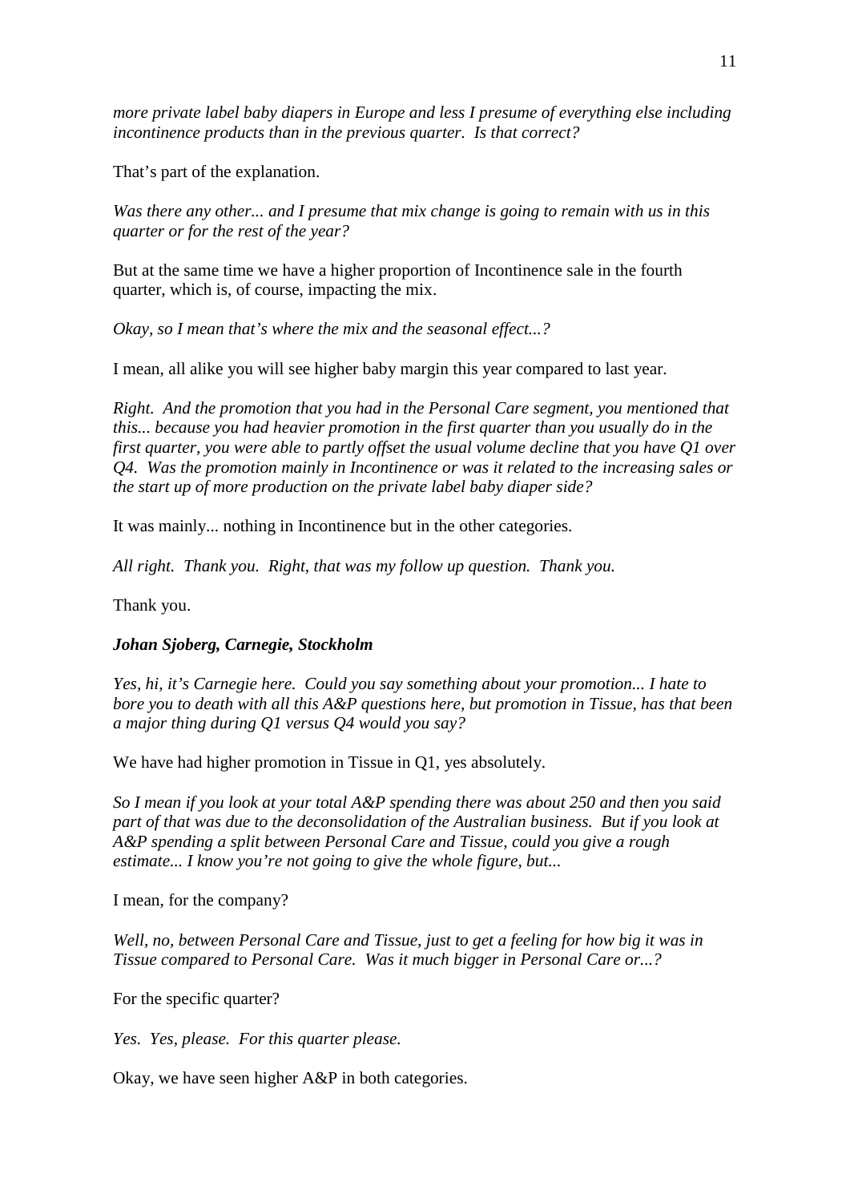*more private label baby diapers in Europe and less I presume of everything else including incontinence products than in the previous quarter. Is that correct?*

That's part of the explanation.

*Was there any other... and I presume that mix change is going to remain with us in this quarter or for the rest of the year?*

But at the same time we have a higher proportion of Incontinence sale in the fourth quarter, which is, of course, impacting the mix.

*Okay, so I mean that's where the mix and the seasonal effect...?*

I mean, all alike you will see higher baby margin this year compared to last year.

*Right. And the promotion that you had in the Personal Care segment, you mentioned that this... because you had heavier promotion in the first quarter than you usually do in the first quarter, you were able to partly offset the usual volume decline that you have Q1 over Q4. Was the promotion mainly in Incontinence or was it related to the increasing sales or the start up of more production on the private label baby diaper side?*

It was mainly... nothing in Incontinence but in the other categories.

*All right. Thank you. Right, that was my follow up question. Thank you.*

Thank you.

***Johan Sjoberg, Carnegie, Stockholm***

*Yes, hi, it's Carnegie here. Could you say something about your promotion... I hate to bore you to death with all this A&P questions here, but promotion in Tissue, has that been a major thing during Q1 versus Q4 would you say?*

We have had higher promotion in Tissue in Q1, yes absolutely.

*So I mean if you look at your total A&P spending there was about 250 and then you said part of that was due to the deconsolidation of the Australian business. But if you look at A&P spending a split between Personal Care and Tissue, could you give a rough estimate... I know you're not going to give the whole figure, but...*

I mean, for the company?

*Well, no, between Personal Care and Tissue, just to get a feeling for how big it was in Tissue compared to Personal Care. Was it much bigger in Personal Care or...?*

For the specific quarter?

*Yes. Yes, please. For this quarter please.*

Okay, we have seen higher A&P in both categories.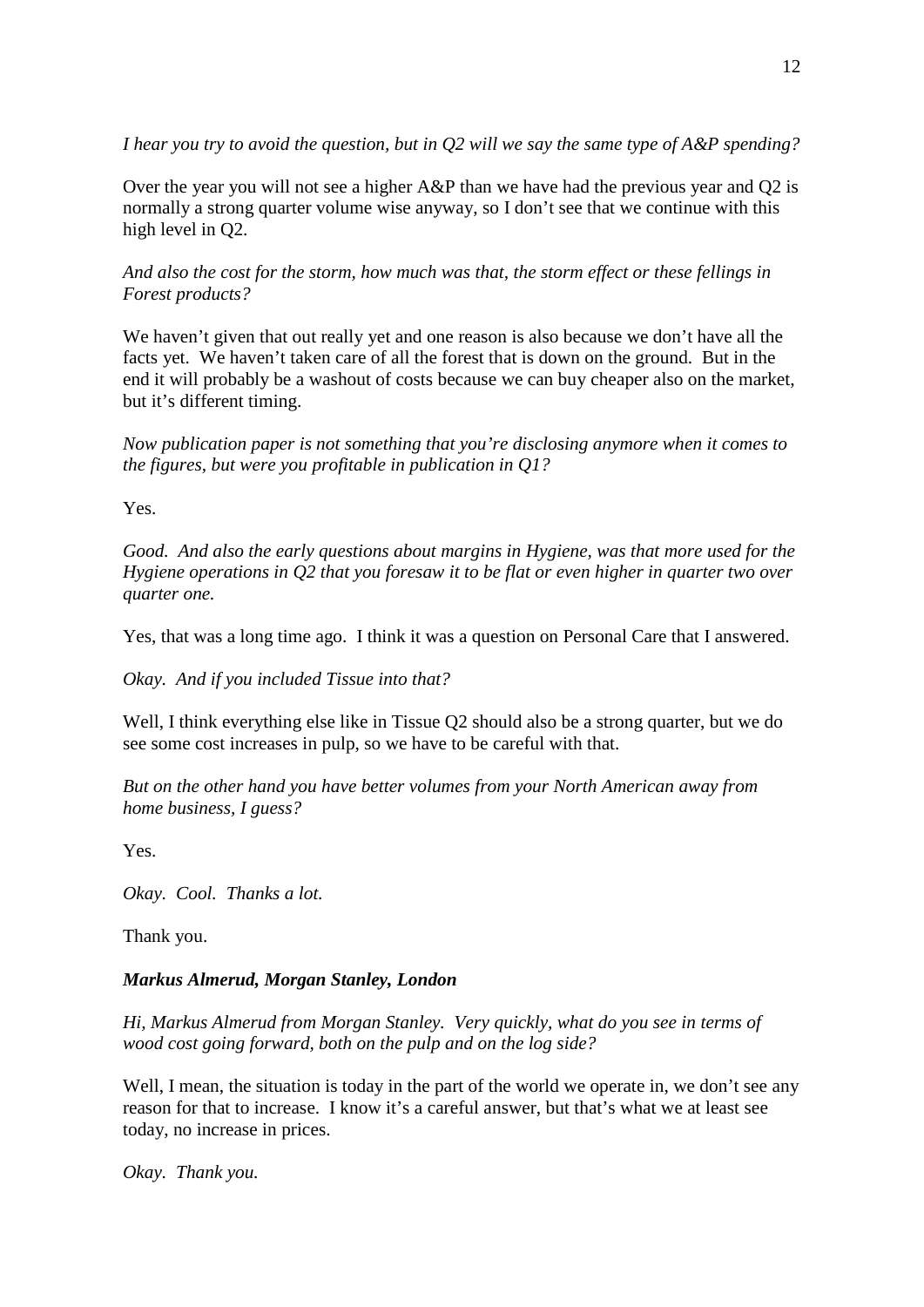*I hear you try to avoid the question, but in Q2 will we say the same type of A&P spending?*

Over the year you will not see a higher A&P than we have had the previous year and Q2 is normally a strong quarter volume wise anyway, so I don't see that we continue with this high level in Q2.

*And also the cost for the storm, how much was that, the storm effect or these fellings in Forest products?*

We haven't given that out really yet and one reason is also because we don't have all the facts yet. We haven't taken care of all the forest that is down on the ground. But in the end it will probably be a washout of costs because we can buy cheaper also on the market, but it's different timing.

*Now publication paper is not something that you're disclosing anymore when it comes to the figures, but were you profitable in publication in Q1?*

Yes.

*Good. And also the early questions about margins in Hygiene, was that more used for the Hygiene operations in Q2 that you foresaw it to be flat or even higher in quarter two over quarter one.*

Yes, that was a long time ago. I think it was a question on Personal Care that I answered.

*Okay. And if you included Tissue into that?*

Well, I think everything else like in Tissue Q2 should also be a strong quarter, but we do see some cost increases in pulp, so we have to be careful with that.

*But on the other hand you have better volumes from your North American away from home business, I guess?*

Yes.

*Okay. Cool. Thanks a lot.*

Thank you.

***Markus Almerud, Morgan Stanley, London***

*Hi, Markus Almerud from Morgan Stanley. Very quickly, what do you see in terms of wood cost going forward, both on the pulp and on the log side?*

Well, I mean, the situation is today in the part of the world we operate in, we don't see any reason for that to increase. I know it's a careful answer, but that's what we at least see today, no increase in prices.

*Okay. Thank you.*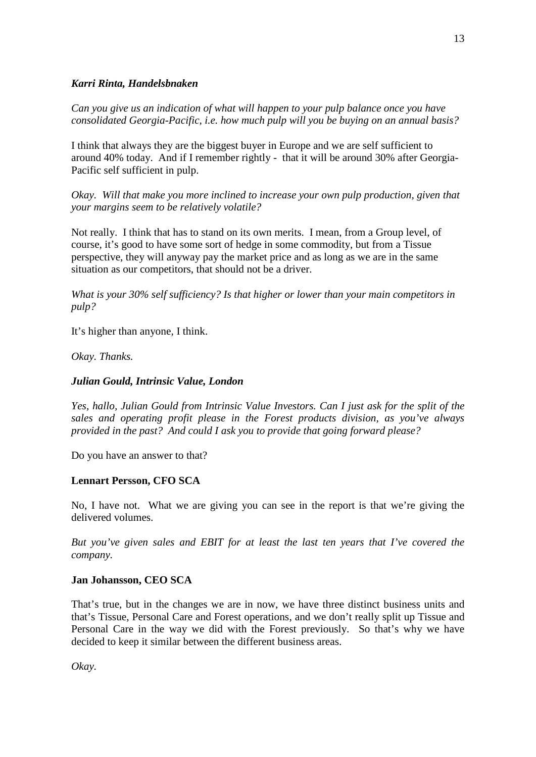***Karri Rinta, Handelsbnaken***

*Can you give us an indication of what will happen to your pulp balance once you have consolidated Georgia-Pacific, i.e. how much pulp will you be buying on an annual basis?*

I think that always they are the biggest buyer in Europe and we are self sufficient to around 40% today. And if I remember rightly - that it will be around 30% after Georgia-Pacific self sufficient in pulp.

*Okay. Will that make you more inclined to increase your own pulp production, given that your margins seem to be relatively volatile?*

Not really. I think that has to stand on its own merits. I mean, from a Group level, of course, it's good to have some sort of hedge in some commodity, but from a Tissue perspective, they will anyway pay the market price and as long as we are in the same situation as our competitors, that should not be a driver.

*What is your 30% self sufficiency? Is that higher or lower than your main competitors in pulp?*

It's higher than anyone, I think.

*Okay. Thanks.*

***Julian Gould, Intrinsic Value, London***

*Yes, hallo, Julian Gould from Intrinsic Value Investors. Can I just ask for the split of the sales and operating profit please in the Forest products division, as you've always provided in the past? And could I ask you to provide that going forward please?*

Do you have an answer to that?

**Lennart Persson, CFO SCA**

No, I have not. What we are giving you can see in the report is that we're giving the delivered volumes.

*But you've given sales and EBIT for at least the last ten years that I've covered the company.*

**Jan Johansson, CEO SCA**

That's true, but in the changes we are in now, we have three distinct business units and that's Tissue, Personal Care and Forest operations, and we don't really split up Tissue and Personal Care in the way we did with the Forest previously. So that's why we have decided to keep it similar between the different business areas.

*Okay.*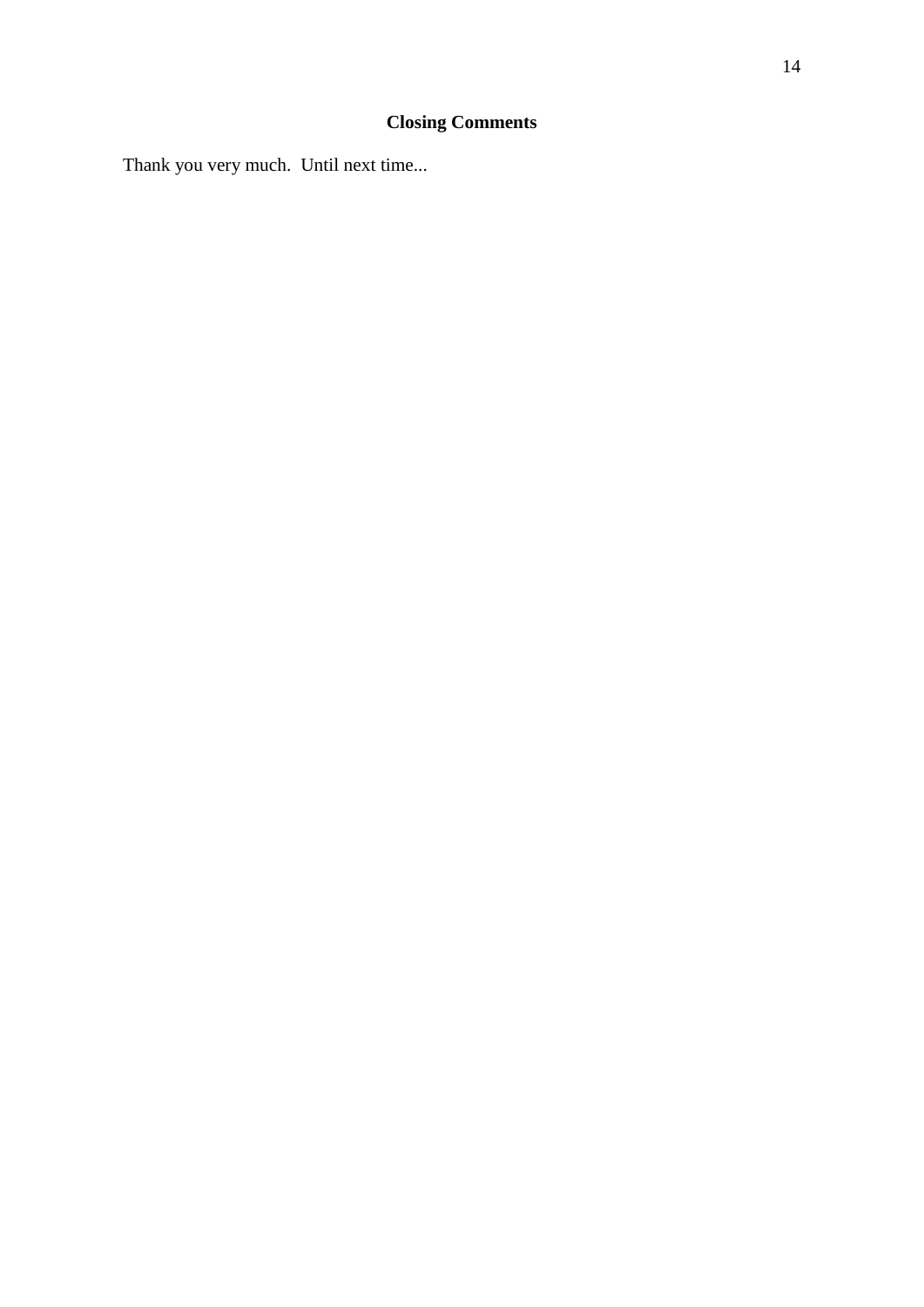## Closing Comments

Thank you very much.  Until next time...